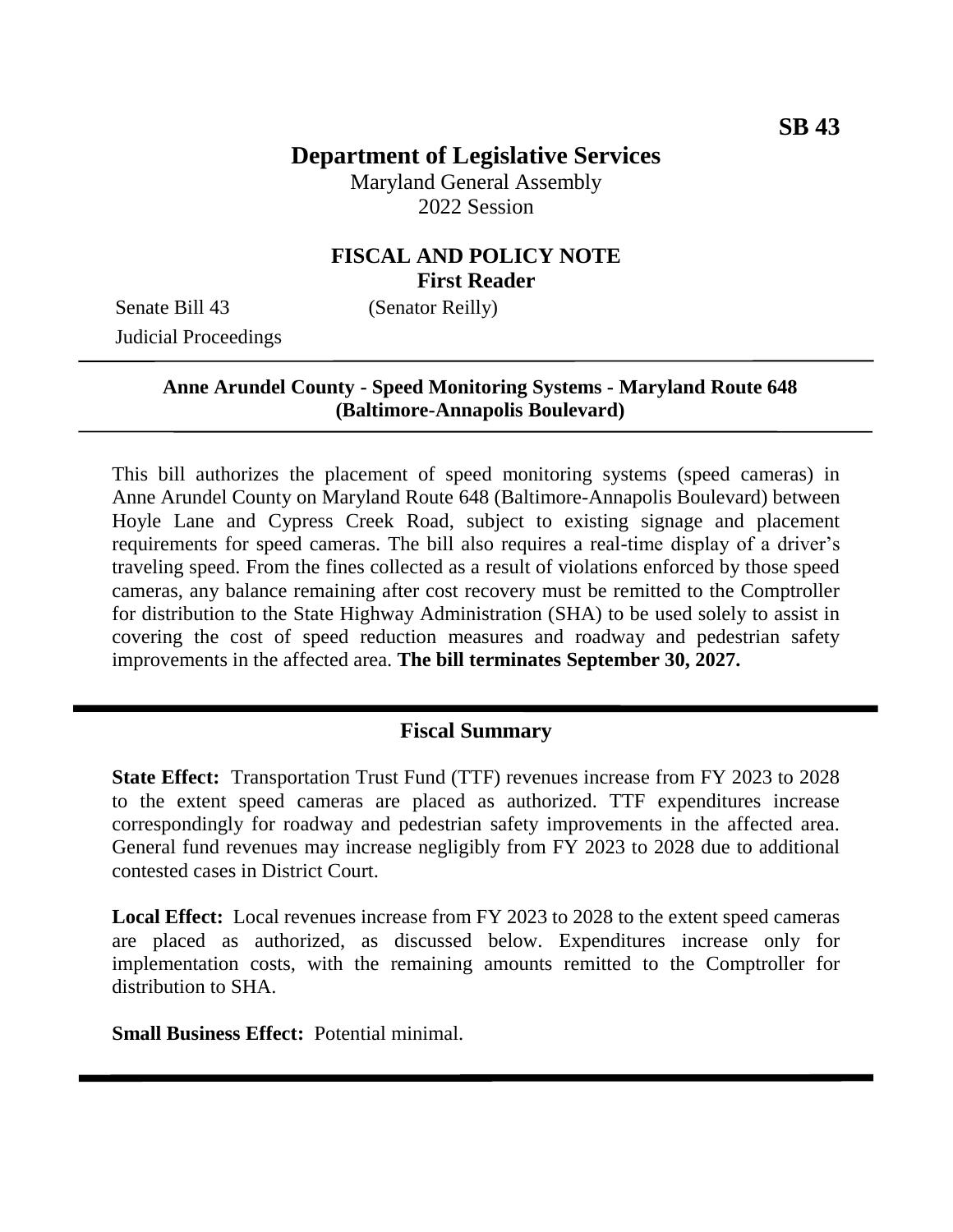**SB 43**

# Department of Legislative Services

Maryland General Assembly
2022 Session

## FISCAL AND POLICY NOTE
**First Reader**

Senate Bill 43 (Senator Reilly)
Judicial Proceedings

---

**Anne Arundel County - Speed Monitoring Systems - Maryland Route 648 (Baltimore-Annapolis Boulevard)**

---

This bill authorizes the placement of speed monitoring systems (speed cameras) in Anne Arundel County on Maryland Route 648 (Baltimore-Annapolis Boulevard) between Hoyle Lane and Cypress Creek Road, subject to existing signage and placement requirements for speed cameras. The bill also requires a real-time display of a driver's traveling speed. From the fines collected as a result of violations enforced by those speed cameras, any balance remaining after cost recovery must be remitted to the Comptroller for distribution to the State Highway Administration (SHA) to be used solely to assist in covering the cost of speed reduction measures and roadway and pedestrian safety improvements in the affected area. **The bill terminates September 30, 2027.**

---

## Fiscal Summary

**State Effect:** Transportation Trust Fund (TTF) revenues increase from FY 2023 to 2028 to the extent speed cameras are placed as authorized. TTF expenditures increase correspondingly for roadway and pedestrian safety improvements in the affected area. General fund revenues may increase negligibly from FY 2023 to 2028 due to additional contested cases in District Court.

**Local Effect:** Local revenues increase from FY 2023 to 2028 to the extent speed cameras are placed as authorized, as discussed below. Expenditures increase only for implementation costs, with the remaining amounts remitted to the Comptroller for distribution to SHA.

**Small Business Effect:** Potential minimal.

---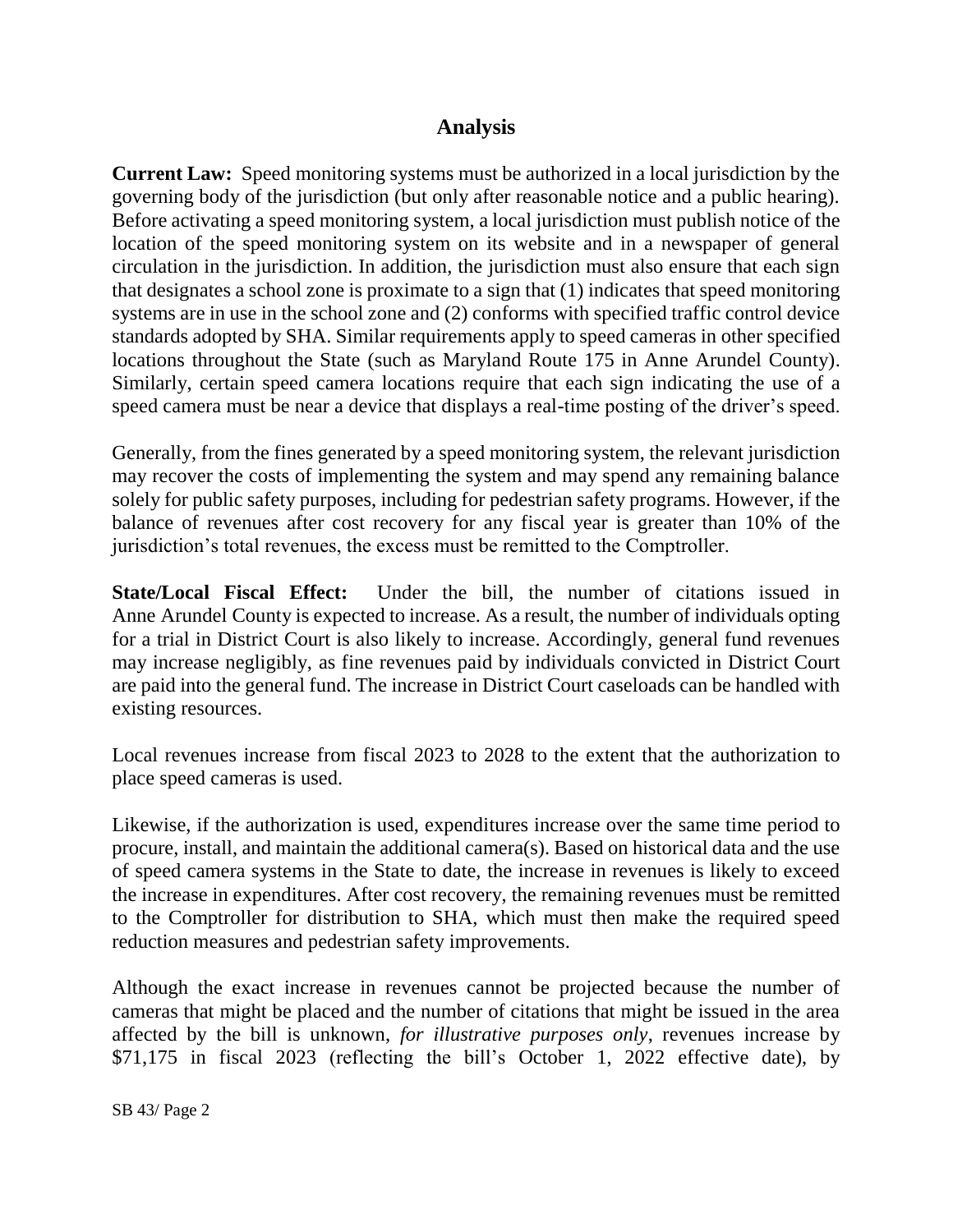## Analysis

**Current Law:** Speed monitoring systems must be authorized in a local jurisdiction by the governing body of the jurisdiction (but only after reasonable notice and a public hearing). Before activating a speed monitoring system, a local jurisdiction must publish notice of the location of the speed monitoring system on its website and in a newspaper of general circulation in the jurisdiction. In addition, the jurisdiction must also ensure that each sign that designates a school zone is proximate to a sign that (1) indicates that speed monitoring systems are in use in the school zone and (2) conforms with specified traffic control device standards adopted by SHA. Similar requirements apply to speed cameras in other specified locations throughout the State (such as Maryland Route 175 in Anne Arundel County). Similarly, certain speed camera locations require that each sign indicating the use of a speed camera must be near a device that displays a real-time posting of the driver's speed.

Generally, from the fines generated by a speed monitoring system, the relevant jurisdiction may recover the costs of implementing the system and may spend any remaining balance solely for public safety purposes, including for pedestrian safety programs. However, if the balance of revenues after cost recovery for any fiscal year is greater than 10% of the jurisdiction's total revenues, the excess must be remitted to the Comptroller.

**State/Local Fiscal Effect:** Under the bill, the number of citations issued in Anne Arundel County is expected to increase. As a result, the number of individuals opting for a trial in District Court is also likely to increase. Accordingly, general fund revenues may increase negligibly, as fine revenues paid by individuals convicted in District Court are paid into the general fund. The increase in District Court caseloads can be handled with existing resources.

Local revenues increase from fiscal 2023 to 2028 to the extent that the authorization to place speed cameras is used.

Likewise, if the authorization is used, expenditures increase over the same time period to procure, install, and maintain the additional camera(s). Based on historical data and the use of speed camera systems in the State to date, the increase in revenues is likely to exceed the increase in expenditures. After cost recovery, the remaining revenues must be remitted to the Comptroller for distribution to SHA, which must then make the required speed reduction measures and pedestrian safety improvements.

Although the exact increase in revenues cannot be projected because the number of cameras that might be placed and the number of citations that might be issued in the area affected by the bill is unknown, *for illustrative purposes only*, revenues increase by $71,175 in fiscal 2023 (reflecting the bill's October 1, 2022 effective date), by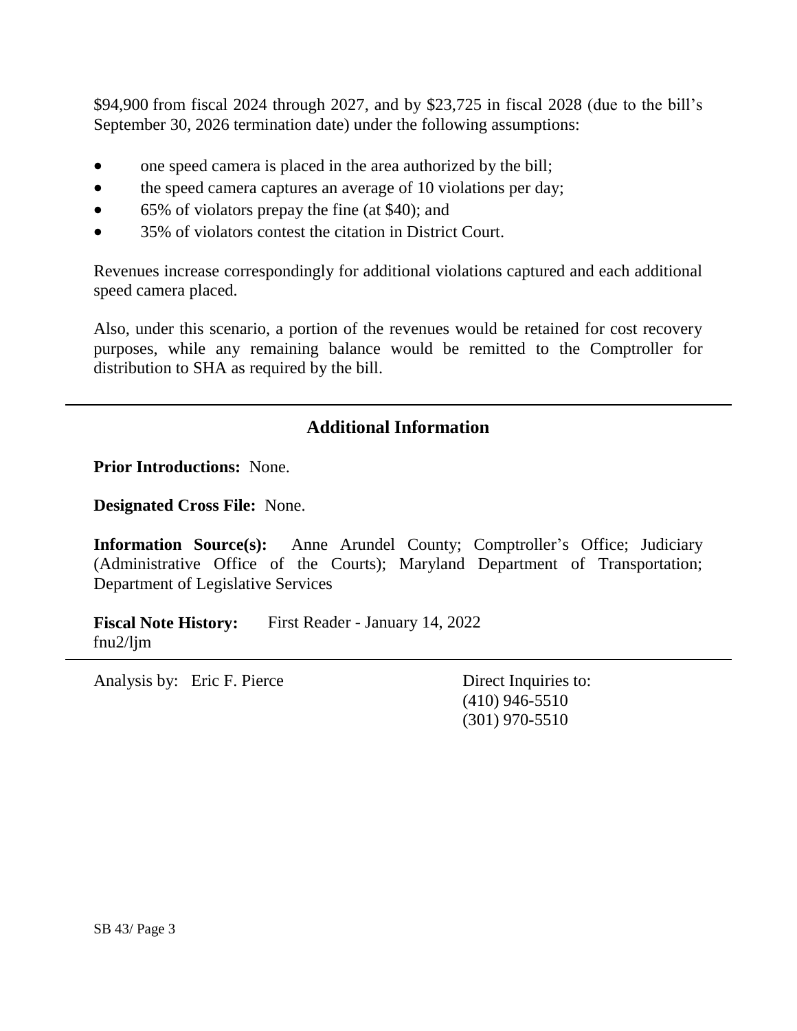$94,900 from fiscal 2024 through 2027, and by $23,725 in fiscal 2028 (due to the bill's September 30, 2026 termination date) under the following assumptions:

- one speed camera is placed in the area authorized by the bill;
- the speed camera captures an average of 10 violations per day;
- 65% of violators prepay the fine (at $40); and
- 35% of violators contest the citation in District Court.

Revenues increase correspondingly for additional violations captured and each additional speed camera placed.

Also, under this scenario, a portion of the revenues would be retained for cost recovery purposes, while any remaining balance would be remitted to the Comptroller for distribution to SHA as required by the bill.

## Additional Information

**Prior Introductions:** None.

**Designated Cross File:** None.

**Information Source(s):** Anne Arundel County; Comptroller's Office; Judiciary (Administrative Office of the Courts); Maryland Department of Transportation; Department of Legislative Services

**Fiscal Note History:** First Reader - January 14, 2022
fnu2/ljm

Analysis by: Eric F. Pierce

Direct Inquiries to:
(410) 946-5510
(301) 970-5510